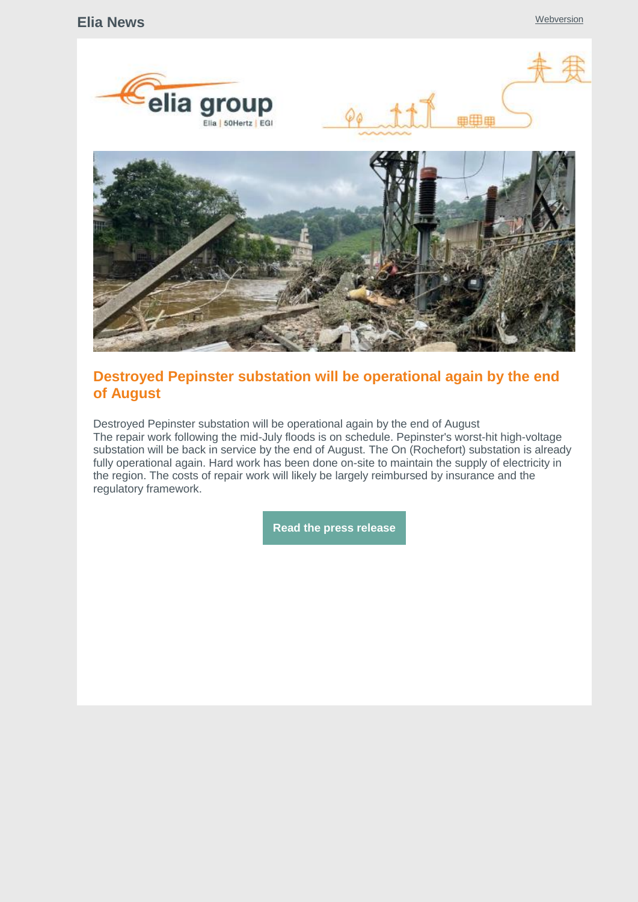Elia News

Webversion

## Destroyed Pepinster substation will be operational again by the end of August

Destroyed Pepinster substation will be operational again by the end of August
The repair work following the mid-July floods is on schedule. Pepinster's worst-hit high-voltage substation will be back in service by the end of August. The On (Rochefort) substation is already fully operational again. Hard work has been done on-site to maintain the supply of electricity in the region. The costs of repair work will likely be largely reimbursed by insurance and the regulatory framework.

**Read the press release**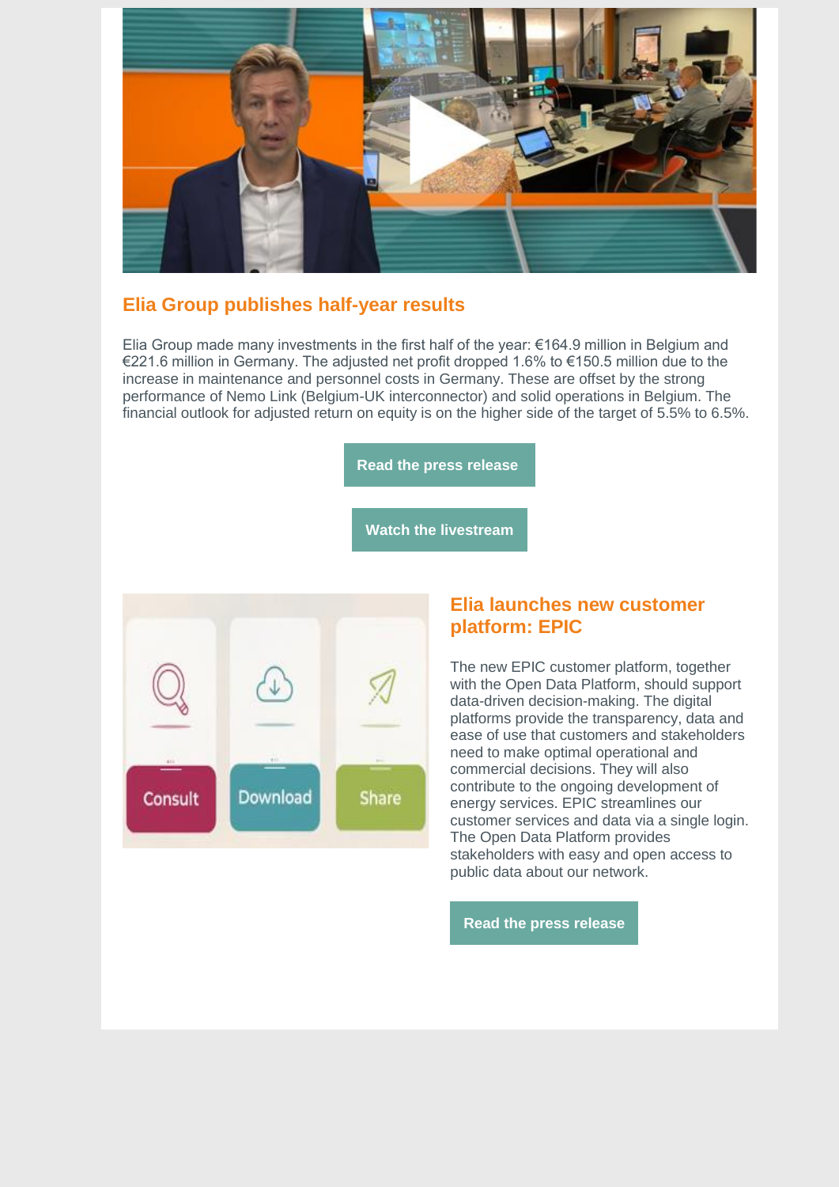## Elia Group publishes half-year results

Elia Group made many investments in the first half of the year: €164.9 million in Belgium and €221.6 million in Germany. The adjusted net profit dropped 1.6% to €150.5 million due to the increase in maintenance and personnel costs in Germany. These are offset by the strong performance of Nemo Link (Belgium-UK interconnector) and solid operations in Belgium. The financial outlook for adjusted return on equity is on the higher side of the target of 5.5% to 6.5%.

**Read the press release**

**Watch the livestream**

## Elia launches new customer platform: EPIC

The new EPIC customer platform, together with the Open Data Platform, should support data-driven decision-making. The digital platforms provide the transparency, data and ease of use that customers and stakeholders need to make optimal operational and commercial decisions. They will also contribute to the ongoing development of energy services. EPIC streamlines our customer services and data via a single login. The Open Data Platform provides stakeholders with easy and open access to public data about our network.

**Read the press release**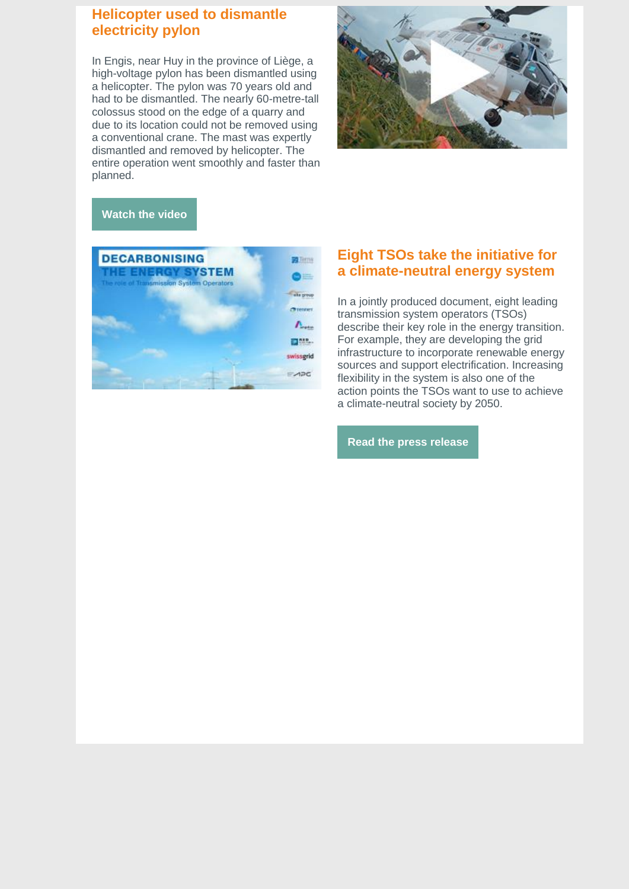## Helicopter used to dismantle electricity pylon

In Engis, near Huy in the province of Liège, a high-voltage pylon has been dismantled using a helicopter. The pylon was 70 years old and had to be dismantled. The nearly 60-metre-tall colossus stood on the edge of a quarry and due to its location could not be removed using a conventional crane. The mast was expertly dismantled and removed by helicopter. The entire operation went smoothly and faster than planned.

**Watch the video**

## Eight TSOs take the initiative for a climate-neutral energy system

In a jointly produced document, eight leading transmission system operators (TSOs) describe their key role in the energy transition. For example, they are developing the grid infrastructure to incorporate renewable energy sources and support electrification. Increasing flexibility in the system is also one of the action points the TSOs want to use to achieve a climate-neutral society by 2050.

**Read the press release**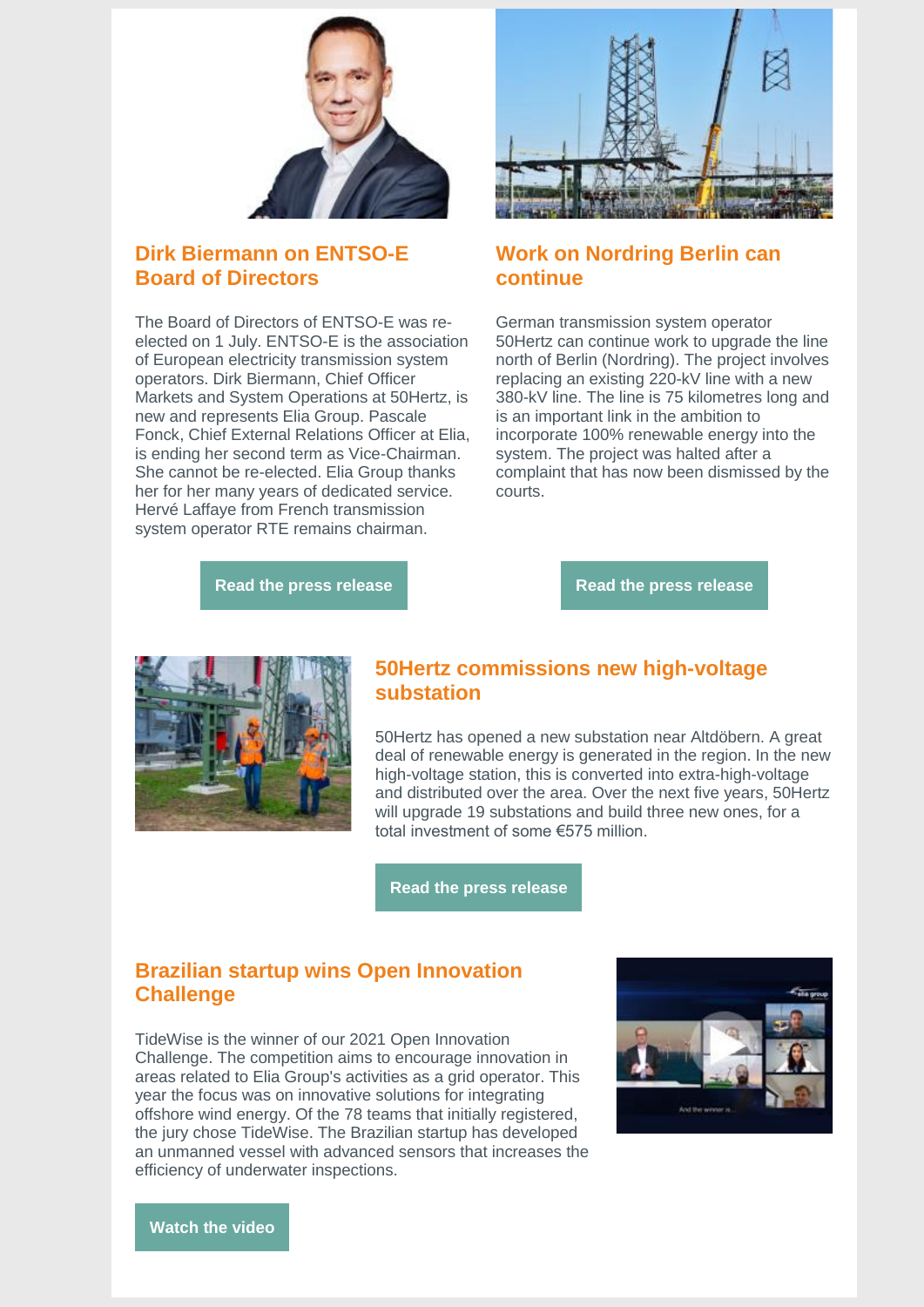## Dirk Biermann on ENTSO-E Board of Directors

The Board of Directors of ENTSO-E was re-elected on 1 July. ENTSO-E is the association of European electricity transmission system operators. Dirk Biermann, Chief Officer Markets and System Operations at 50Hertz, is new and represents Elia Group. Pascale Fonck, Chief External Relations Officer at Elia, is ending her second term as Vice-Chairman. She cannot be re-elected. Elia Group thanks her for her many years of dedicated service. Hervé Laffaye from French transmission system operator RTE remains chairman.

**Read the press release**

## Work on Nordring Berlin can continue

German transmission system operator 50Hertz can continue work to upgrade the line north of Berlin (Nordring). The project involves replacing an existing 220-kV line with a new 380-kV line. The line is 75 kilometres long and is an important link in the ambition to incorporate 100% renewable energy into the system. The project was halted after a complaint that has now been dismissed by the courts.

**Read the press release**

## 50Hertz commissions new high-voltage substation

50Hertz has opened a new substation near Altdöbern. A great deal of renewable energy is generated in the region. In the new high-voltage station, this is converted into extra-high-voltage and distributed over the area. Over the next five years, 50Hertz will upgrade 19 substations and build three new ones, for a total investment of some €575 million.

**Read the press release**

## Brazilian startup wins Open Innovation Challenge

TideWise is the winner of our 2021 Open Innovation Challenge. The competition aims to encourage innovation in areas related to Elia Group's activities as a grid operator. This year the focus was on innovative solutions for integrating offshore wind energy. Of the 78 teams that initially registered, the jury chose TideWise. The Brazilian startup has developed an unmanned vessel with advanced sensors that increases the efficiency of underwater inspections.

**Watch the video**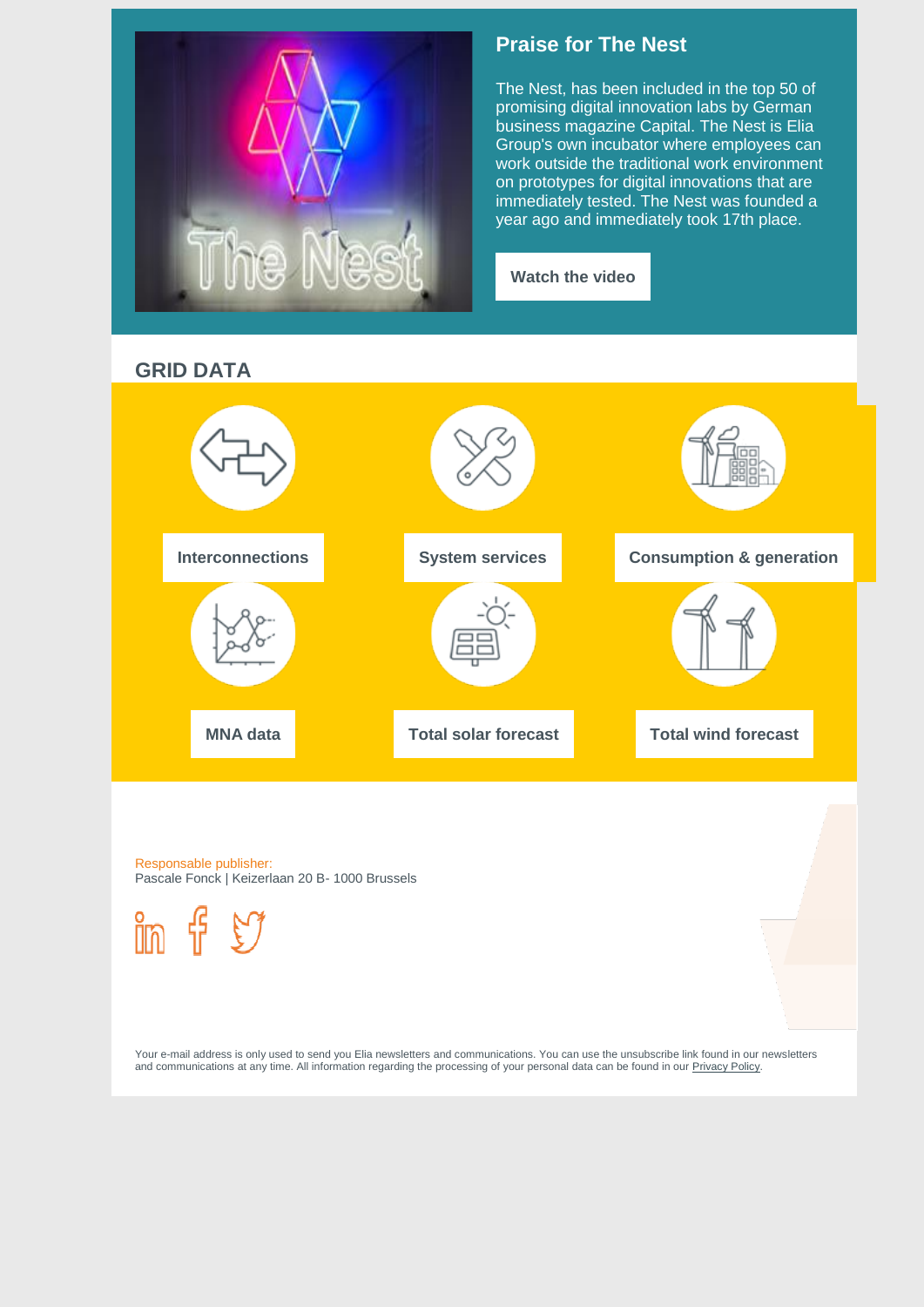## Praise for The Nest

The Nest, has been included in the top 50 of promising digital innovation labs by German business magazine Capital. The Nest is Elia Group's own incubator where employees can work outside the traditional work environment on prototypes for digital innovations that are immediately tested. The Nest was founded a year ago and immediately took 17th place.

**Watch the video**

## GRID DATA

**Interconnections**

**System services**

**Consumption & generation**

**MNA data**

**Total solar forecast**

**Total wind forecast**

Responsable publisher:
Pascale Fonck | Keizerlaan 20 B- 1000 Brussels

Your e-mail address is only used to send you Elia newsletters and communications. You can use the unsubscribe link found in our newsletters and communications at any time. All information regarding the processing of your personal data can be found in our Privacy Policy.